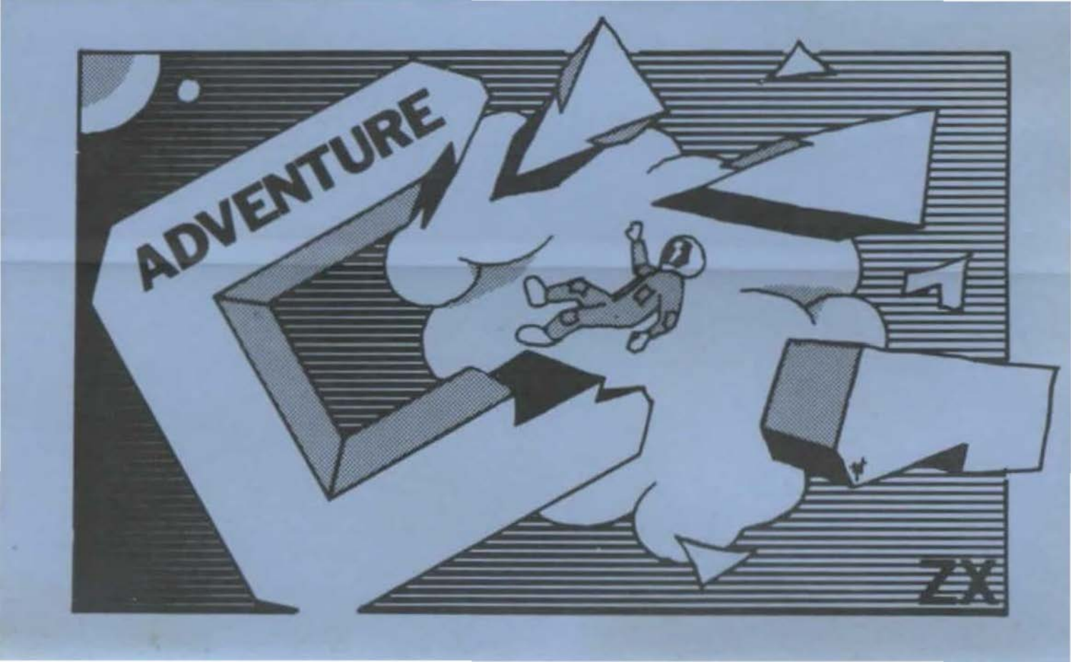# ADVENTURE

ZX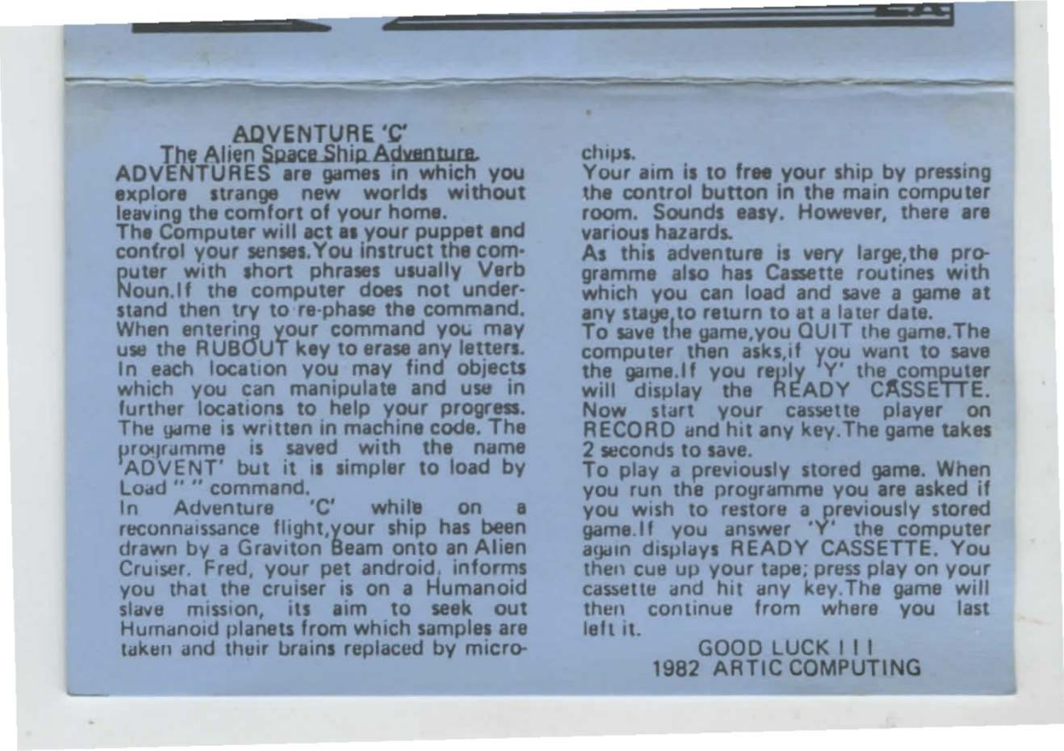## ADVENTURE 'C'

### The Alien Space Ship Adventure

ADVENTURES are games in which you explore strange new worlds without leaving the comfort of your home.

The Computer will act as your puppet and control your senses. You instruct the computer with short phrases usually Verb Noun. If the computer does not understand then try to re-phase the command. When entering your command you may use the RUBOUT key to erase any letters. In each location you may find objects which you can manipulate and use in further locations to help your progress. The game is written in machine code. The programme is saved with the name 'ADVENT' but it is simpler to load by Load " " command.

In Adventure 'C' while on a reconnaissance flight, your ship has been drawn by a Graviton Beam onto an Alien Cruiser. Fred, your pet android, informs you that the cruiser is on a Humanoid slave mission, its aim to seek out Humanoid planets from which samples are taken and their brains replaced by micro-chips.

Your aim is to free your ship by pressing the control button in the main computer room. Sounds easy. However, there are various hazards.

As this adventure is very large, the programme also has Cassette routines with which you can load and save a game at any stage, to return to at a later date.

To save the game, you QUIT the game. The computer then asks, if you want to save the game. If you reply 'Y' the computer will display the READY CASSETTE. Now start your cassette player on RECORD and hit any key. The game takes 2 seconds to save.

To play a previously stored game. When you run the programme you are asked if you wish to restore a previously stored game. If you answer 'Y' the computer again displays READY CASSETTE. You then cue up your tape; press play on your cassette and hit any key. The game will then continue from where you last left it.

GOOD LUCK ! ! !

1982 ARTIC COMPUTING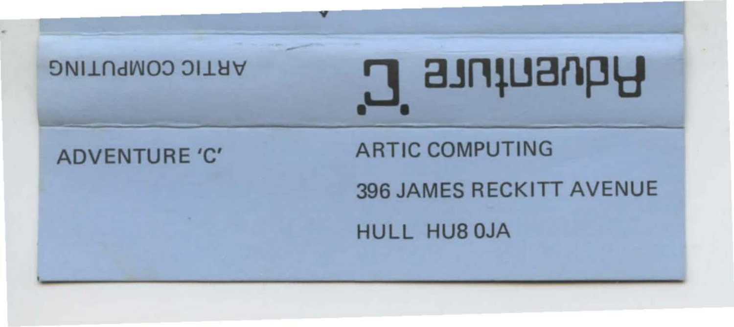ARTIC COMPUTING

Adventure 'C'

ADVENTURE 'C'

ARTIC COMPUTING

396 JAMES RECKITT AVENUE

HULL HU8 0JA